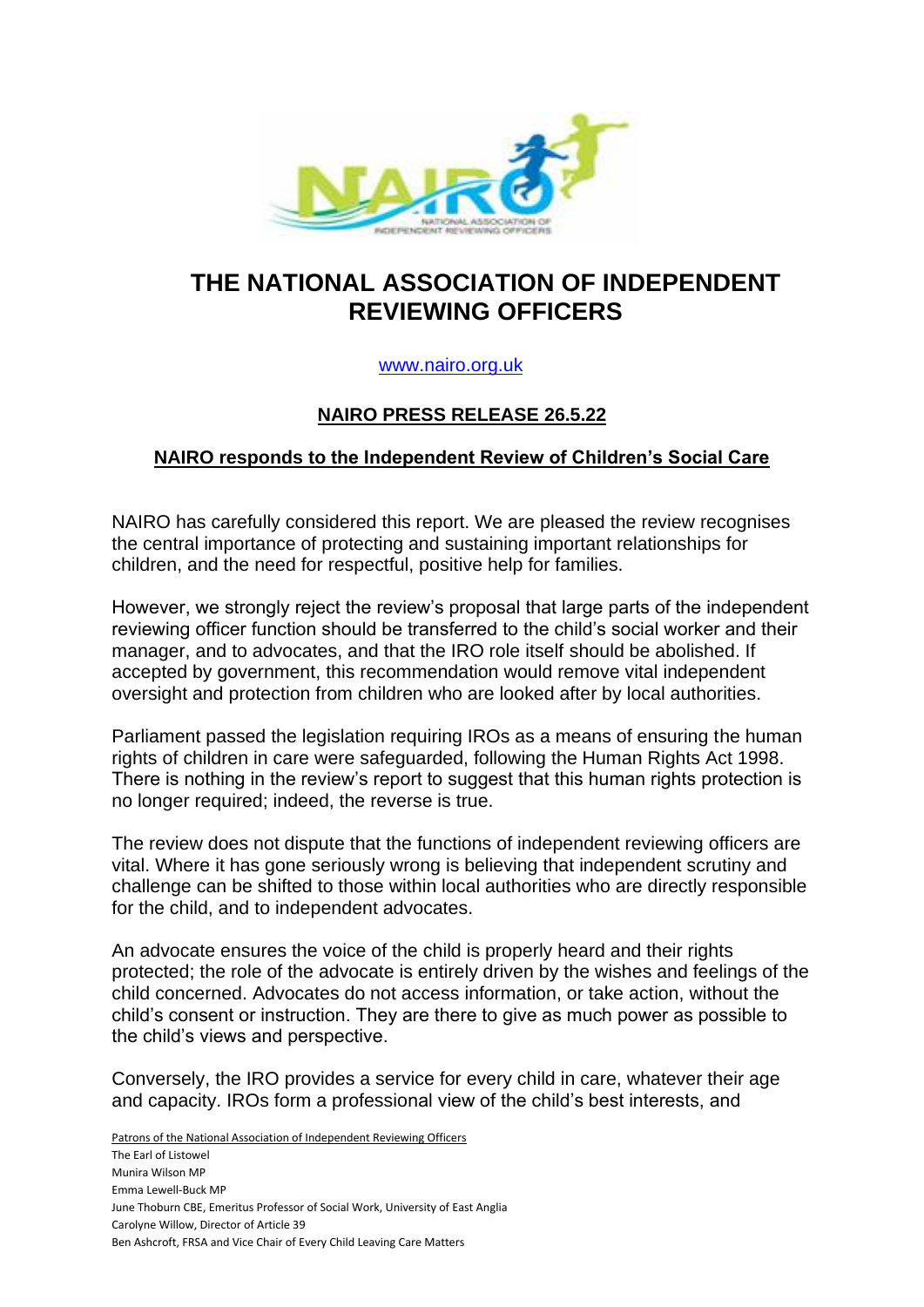# THE NATIONAL ASSOCIATION OF INDEPENDENT REVIEWING OFFICERS

www.nairo.org.uk

## NAIRO PRESS RELEASE 26.5.22

### NAIRO responds to the Independent Review of Children's Social Care

NAIRO has carefully considered this report. We are pleased the review recognises the central importance of protecting and sustaining important relationships for children, and the need for respectful, positive help for families.

However, we strongly reject the review's proposal that large parts of the independent reviewing officer function should be transferred to the child's social worker and their manager, and to advocates, and that the IRO role itself should be abolished. If accepted by government, this recommendation would remove vital independent oversight and protection from children who are looked after by local authorities.

Parliament passed the legislation requiring IROs as a means of ensuring the human rights of children in care were safeguarded, following the Human Rights Act 1998. There is nothing in the review's report to suggest that this human rights protection is no longer required; indeed, the reverse is true.

The review does not dispute that the functions of independent reviewing officers are vital. Where it has gone seriously wrong is believing that independent scrutiny and challenge can be shifted to those within local authorities who are directly responsible for the child, and to independent advocates.

An advocate ensures the voice of the child is properly heard and their rights protected; the role of the advocate is entirely driven by the wishes and feelings of the child concerned. Advocates do not access information, or take action, without the child's consent or instruction. They are there to give as much power as possible to the child's views and perspective.

Conversely, the IRO provides a service for every child in care, whatever their age and capacity. IROs form a professional view of the child's best interests, and

Patrons of the National Association of Independent Reviewing Officers
The Earl of Listowel
Munira Wilson MP
Emma Lewell-Buck MP
June Thoburn CBE, Emeritus Professor of Social Work, University of East Anglia
Carolyne Willow, Director of Article 39
Ben Ashcroft, FRSA and Vice Chair of Every Child Leaving Care Matters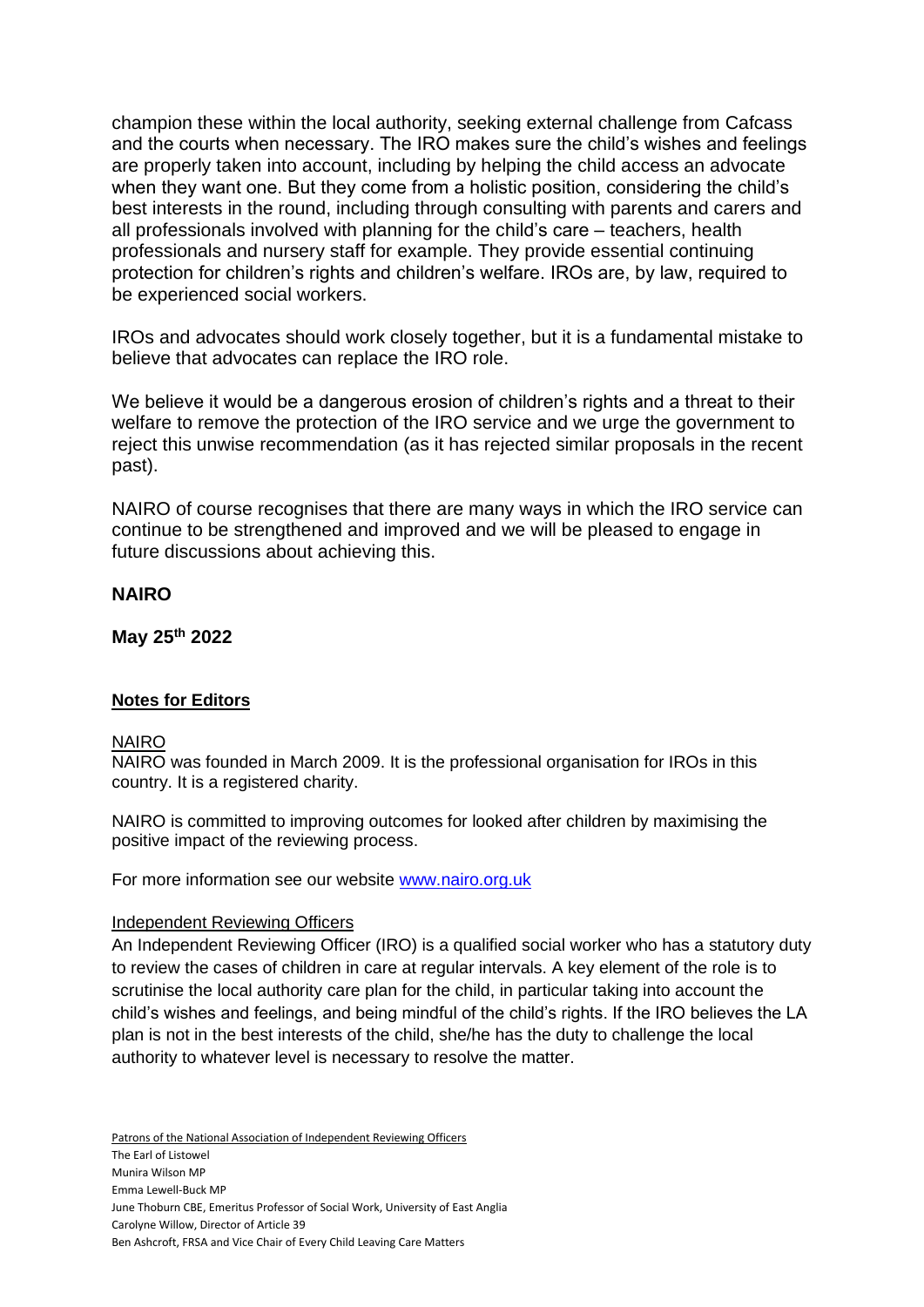champion these within the local authority, seeking external challenge from Cafcass and the courts when necessary. The IRO makes sure the child's wishes and feelings are properly taken into account, including by helping the child access an advocate when they want one. But they come from a holistic position, considering the child's best interests in the round, including through consulting with parents and carers and all professionals involved with planning for the child's care – teachers, health professionals and nursery staff for example. They provide essential continuing protection for children's rights and children's welfare. IROs are, by law, required to be experienced social workers.

IROs and advocates should work closely together, but it is a fundamental mistake to believe that advocates can replace the IRO role.

We believe it would be a dangerous erosion of children's rights and a threat to their welfare to remove the protection of the IRO service and we urge the government to reject this unwise recommendation (as it has rejected similar proposals in the recent past).

NAIRO of course recognises that there are many ways in which the IRO service can continue to be strengthened and improved and we will be pleased to engage in future discussions about achieving this.

**NAIRO**

**May 25th 2022**

**Notes for Editors**

NAIRO

NAIRO was founded in March 2009. It is the professional organisation for IROs in this country. It is a registered charity.

NAIRO is committed to improving outcomes for looked after children by maximising the positive impact of the reviewing process.

For more information see our website www.nairo.org.uk

Independent Reviewing Officers

An Independent Reviewing Officer (IRO) is a qualified social worker who has a statutory duty to review the cases of children in care at regular intervals. A key element of the role is to scrutinise the local authority care plan for the child, in particular taking into account the child's wishes and feelings, and being mindful of the child's rights. If the IRO believes the LA plan is not in the best interests of the child, she/he has the duty to challenge the local authority to whatever level is necessary to resolve the matter.

Patrons of the National Association of Independent Reviewing Officers

The Earl of Listowel

Munira Wilson MP

Emma Lewell-Buck MP

June Thoburn CBE, Emeritus Professor of Social Work, University of East Anglia

Carolyne Willow, Director of Article 39

Ben Ashcroft, FRSA and Vice Chair of Every Child Leaving Care Matters